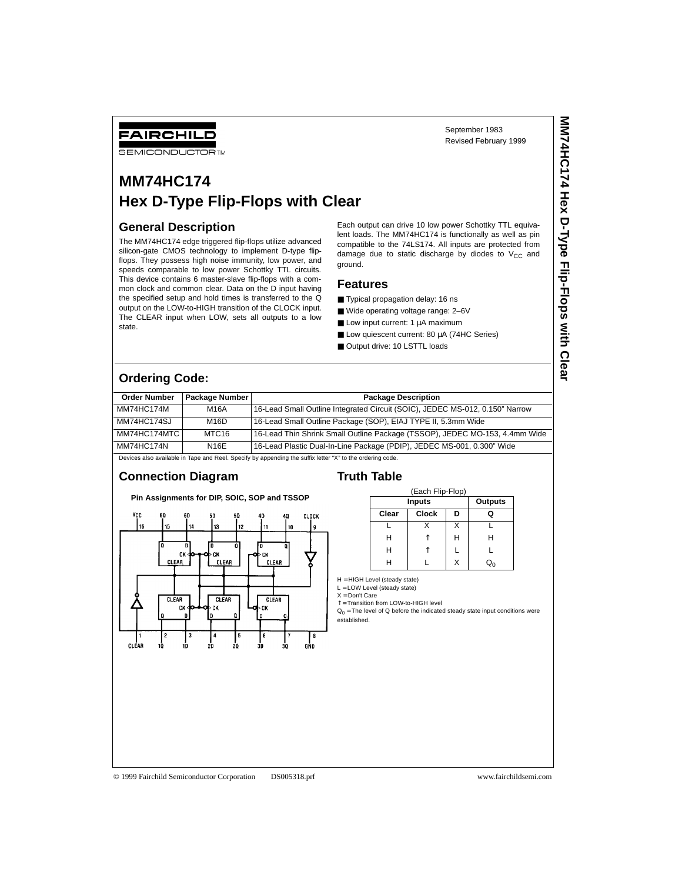FAIRCHILD
SEMICONDUCTOR™

September 1983
Revised February 1999

# MM74HC174
# Hex D-Type Flip-Flops with Clear

## General Description

The MM74HC174 edge triggered flip-flops utilize advanced silicon-gate CMOS technology to implement D-type flip-flops. They possess high noise immunity, low power, and speeds comparable to low power Schottky TTL circuits. This device contains 6 master-slave flip-flops with a common clock and common clear. Data on the D input having the specified setup and hold times is transferred to the Q output on the LOW-to-HIGH transition of the CLOCK input. The CLEAR input when LOW, sets all outputs to a low state.

Each output can drive 10 low power Schottky TTL equivalent loads. The MM74HC174 is functionally as well as pin compatible to the 74LS174. All inputs are protected from damage due to static discharge by diodes to $V_{CC}$ and ground.

## Features

- Typical propagation delay: 16 ns
- Wide operating voltage range: 2–6V
- Low input current: 1 µA maximum
- Low quiescent current: 80 µA (74HC Series)
- Output drive: 10 LSTTL loads

## Ordering Code:

| Order Number | Package Number | Package Description |
|---|---|---|
| MM74HC174M | M16A | 16-Lead Small Outline Integrated Circuit (SOIC), JEDEC MS-012, 0.150" Narrow |
| MM74HC174SJ | M16D | 16-Lead Small Outline Package (SOP), EIAJ TYPE II, 5.3mm Wide |
| MM74HC174MTC | MTC16 | 16-Lead Thin Shrink Small Outline Package (TSSOP), JEDEC MO-153, 4.4mm Wide |
| MM74HC174N | N16E | 16-Lead Plastic Dual-In-Line Package (PDIP), JEDEC MS-001, 0.300" Wide |

Devices also available in Tape and Reel. Specify by appending the suffix letter "X" to the ordering code.

## Connection Diagram

**Pin Assignments for DIP, SOIC, SOP and TSSOP**

Pins: 1 CLEAR, 2 1Q, 3 1D, 4 2D, 5 2Q, 6 3D, 7 3Q, 8 GND, 9 CLOCK, 10 4Q, 11 4D, 12 5Q, 13 5D, 14 6D, 15 6Q, 16 VCC

## Truth Table

(Each Flip-Flop)

| Inputs | | | Outputs |
|---|---|---|---|
| Clear | Clock | D | Q |
| L | X | X | L |
| H | ↑ | H | H |
| H | ↑ | L | L |
| H | L | X | $Q_0$ |

H = HIGH Level (steady state)
L = LOW Level (steady state)
X = Don't Care
↑ = Transition from LOW-to-HIGH level
$Q_0$ = The level of Q before the indicated steady state input conditions were established.

© 1999 Fairchild Semiconductor Corporation DS005318.prf www.fairchildsemi.com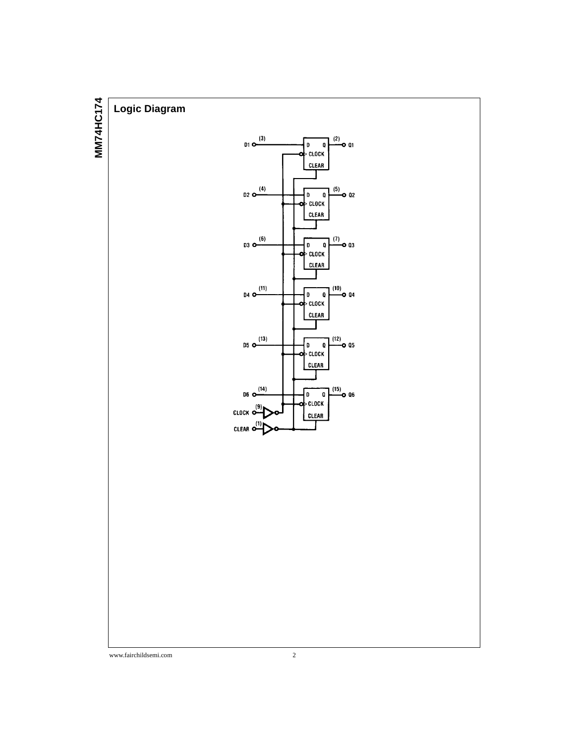## Logic Diagram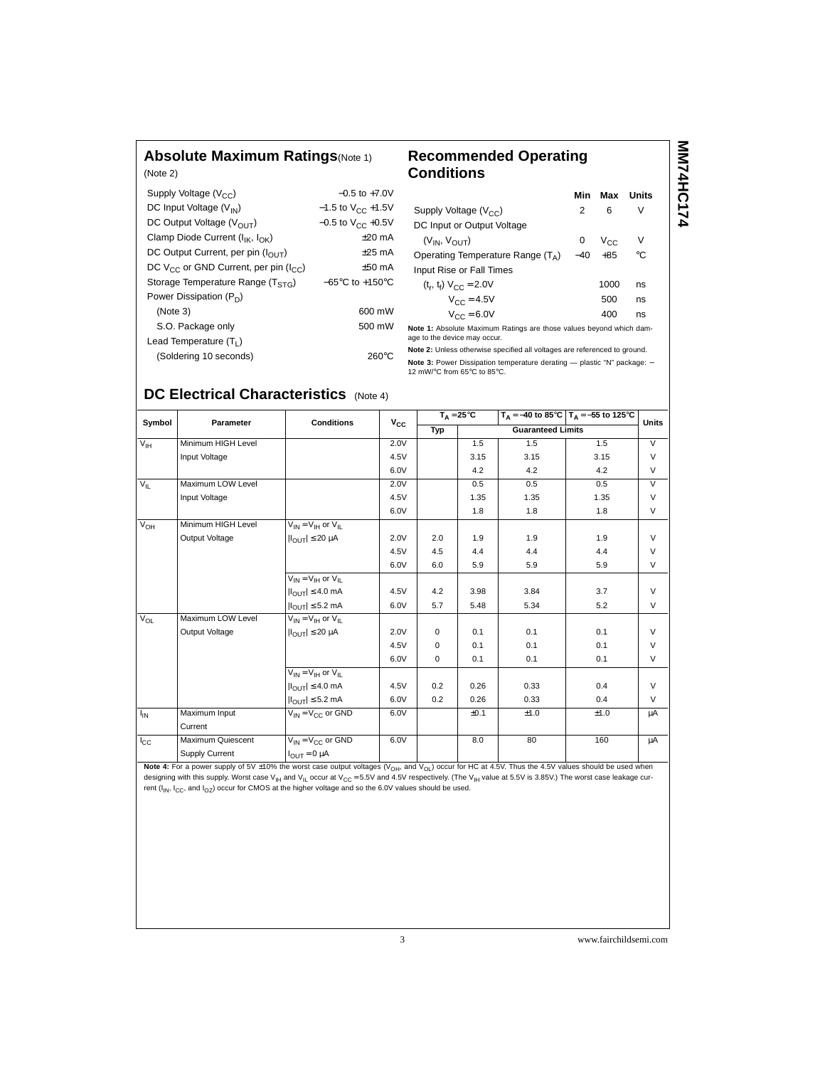## Absolute Maximum Ratings (Note 1)

(Note 2)

| | |
|---|---|
| Supply Voltage ($V_{CC}$) | −0.5 to +7.0V |
| DC Input Voltage ($V_{IN}$) | −1.5 to $V_{CC}$ +1.5V |
| DC Output Voltage ($V_{OUT}$) | −0.5 to $V_{CC}$ +0.5V |
| Clamp Diode Current ($I_{IK}$, $I_{OK}$) | ±20 mA |
| DC Output Current, per pin ($I_{OUT}$) | ±25 mA |
| DC $V_{CC}$ or GND Current, per pin ($I_{CC}$) | ±50 mA |
| Storage Temperature Range ($T_{STG}$) | −65°C to +150°C |
| Power Dissipation ($P_D$) | |
| (Note 3) | 600 mW |
| S.O. Package only | 500 mW |
| Lead Temperature ($T_L$) | |
| (Soldering 10 seconds) | 260°C |

## Recommended Operating Conditions

| | Min | Max | Units |
|---|---|---|---|
| Supply Voltage ($V_{CC}$) | 2 | 6 | V |
| DC Input or Output Voltage | | | |
| ($V_{IN}$, $V_{OUT}$) | 0 | $V_{CC}$ | V |
| Operating Temperature Range ($T_A$) | −40 | +85 | °C |
| Input Rise or Fall Times | | | |
| ($t_r$, $t_f$) $V_{CC}$ = 2.0V | | 1000 | ns |
| $V_{CC}$ = 4.5V | | 500 | ns |
| $V_{CC}$ = 6.0V | | 400 | ns |

**Note 1:** Absolute Maximum Ratings are those values beyond which damage to the device may occur.

**Note 2:** Unless otherwise specified all voltages are referenced to ground.

**Note 3:** Power Dissipation temperature derating — plastic "N" package: − 12 mW/°C from 65°C to 85°C.

## DC Electrical Characteristics (Note 4)

| Symbol | Parameter | Conditions | $V_{CC}$ | $T_A$ = 25°C | | $T_A$ = −40 to 85°C | $T_A$ = −55 to 125°C | Units |
|---|---|---|---|---|---|---|---|---|
| | | | | Typ | Guaranteed Limits | | | |
| $V_{IH}$ | Minimum HIGH Level Input Voltage | | 2.0V | | 1.5 | 1.5 | 1.5 | V |
| | | | 4.5V | | 3.15 | 3.15 | 3.15 | V |
| | | | 6.0V | | 4.2 | 4.2 | 4.2 | V |
| $V_{IL}$ | Maximum LOW Level Input Voltage | | 2.0V | | 0.5 | 0.5 | 0.5 | V |
| | | | 4.5V | | 1.35 | 1.35 | 1.35 | V |
| | | | 6.0V | | 1.8 | 1.8 | 1.8 | V |
| $V_{OH}$ | Minimum HIGH Level Output Voltage | $V_{IN} = V_{IH}$ or $V_{IL}$ $\lvert I_{OUT} \rvert \leq 20\ \mu A$ | 2.0V | 2.0 | 1.9 | 1.9 | 1.9 | V |
| | | | 4.5V | 4.5 | 4.4 | 4.4 | 4.4 | V |
| | | | 6.0V | 6.0 | 5.9 | 5.9 | 5.9 | V |
| | | $V_{IN} = V_{IH}$ or $V_{IL}$ $\lvert I_{OUT} \rvert \leq 4.0$ mA | 4.5V | 4.2 | 3.98 | 3.84 | 3.7 | V |
| | | $\lvert I_{OUT} \rvert \leq 5.2$ mA | 6.0V | 5.7 | 5.48 | 5.34 | 5.2 | V |
| $V_{OL}$ | Maximum LOW Level Output Voltage | $V_{IN} = V_{IH}$ or $V_{IL}$ $\lvert I_{OUT} \rvert \leq 20\ \mu A$ | 2.0V | 0 | 0.1 | 0.1 | 0.1 | V |
| | | | 4.5V | 0 | 0.1 | 0.1 | 0.1 | V |
| | | | 6.0V | 0 | 0.1 | 0.1 | 0.1 | V |
| | | $V_{IN} = V_{IH}$ or $V_{IL}$ $\lvert I_{OUT} \rvert \leq 4.0$ mA | 4.5V | 0.2 | 0.26 | 0.33 | 0.4 | V |
| | | $\lvert I_{OUT} \rvert \leq 5.2$ mA | 6.0V | 0.2 | 0.26 | 0.33 | 0.4 | V |
| $I_{IN}$ | Maximum Input Current | $V_{IN} = V_{CC}$ or GND | 6.0V | | ±0.1 | ±1.0 | ±1.0 | μA |
| $I_{CC}$ | Maximum Quiescent Supply Current | $V_{IN} = V_{CC}$ or GND $I_{OUT} = 0\ \mu A$ | 6.0V | | 8.0 | 80 | 160 | μA |

**Note 4:** For a power supply of 5V ±10% the worst case output voltages ($V_{OH}$, and $V_{OL}$) occur for HC at 4.5V. Thus the 4.5V values should be used when designing with this supply. Worst case $V_{IH}$ and $V_{IL}$ occur at $V_{CC}$ = 5.5V and 4.5V respectively. (The $V_{IH}$ value at 5.5V is 3.85V.) The worst case leakage current ($I_{IN}$, $I_{CC}$, and $I_{OZ}$) occur for CMOS at the higher voltage and so the 6.0V values should be used.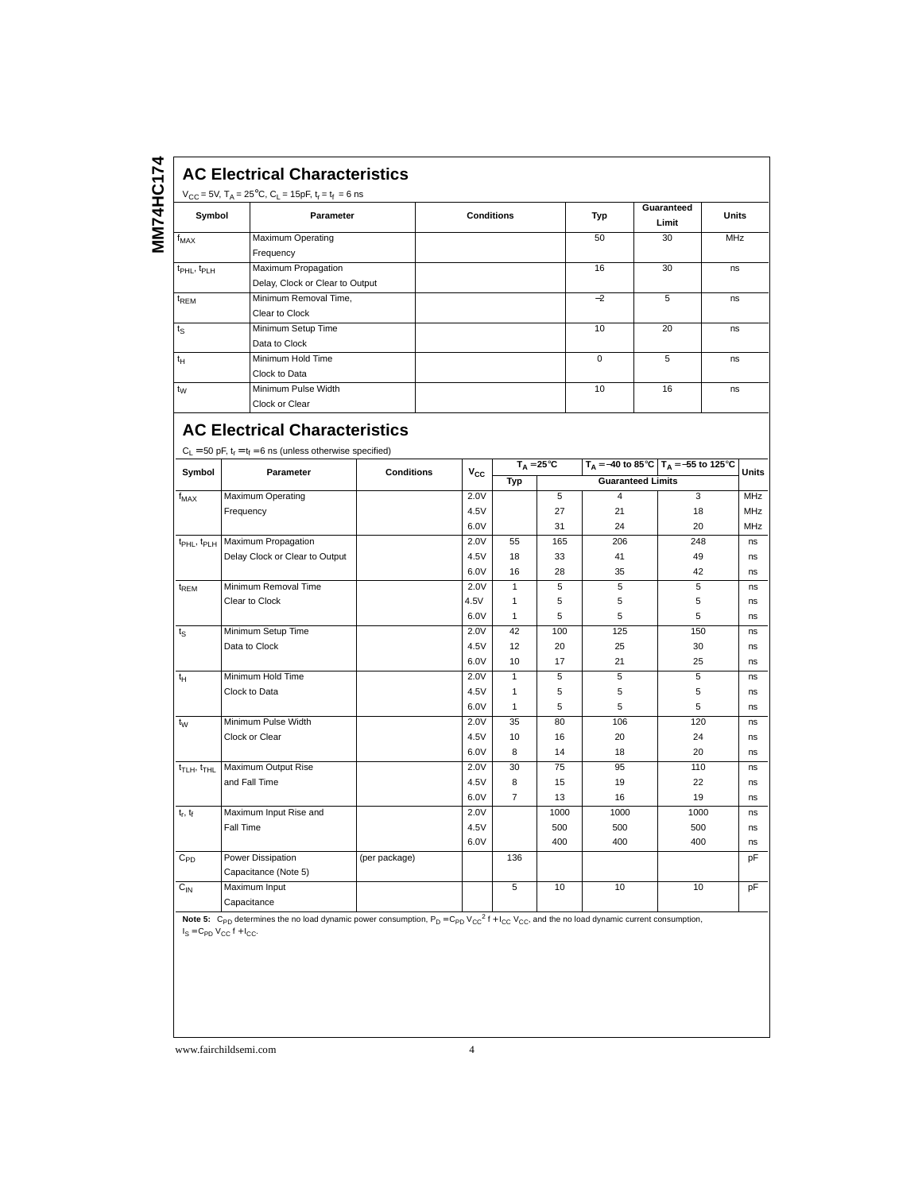## AC Electrical Characteristics

$V_{CC} = 5V$, $T_A = 25°C$, $C_L = 15pF$, $t_r = t_f = 6$ ns

| Symbol | Parameter | Conditions | Typ | Guaranteed Limit | Units |
|---|---|---|---|---|---|
| $f_{MAX}$ | Maximum Operating Frequency | | 50 | 30 | MHz |
| $t_{PHL}$, $t_{PLH}$ | Maximum Propagation Delay, Clock or Clear to Output | | 16 | 30 | ns |
| $t_{REM}$ | Minimum Removal Time, Clear to Clock | | −2 | 5 | ns |
| $t_S$ | Minimum Setup Time Data to Clock | | 10 | 20 | ns |
| $t_H$ | Minimum Hold Time Clock to Data | | 0 | 5 | ns |
| $t_W$ | Minimum Pulse Width Clock or Clear | | 10 | 16 | ns |

## AC Electrical Characteristics

$C_L = 50$ pF, $t_r = t_f = 6$ ns (unless otherwise specified)

| Symbol | Parameter | Conditions | $V_{CC}$ | $T_A = 25°C$ | | $T_A = -40$ to 85°C | $T_A = -55$ to 125°C | Units |
|---|---|---|---|---|---|---|---|---|
| | | | | Typ | Guaranteed Limits | | | |
| $f_{MAX}$ | Maximum Operating Frequency | | 2.0V | | 5 | 4 | 3 | MHz |
| | | | 4.5V | | 27 | 21 | 18 | MHz |
| | | | 6.0V | | 31 | 24 | 20 | MHz |
| $t_{PHL}$, $t_{PLH}$ | Maximum Propagation Delay Clock or Clear to Output | | 2.0V | 55 | 165 | 206 | 248 | ns |
| | | | 4.5V | 18 | 33 | 41 | 49 | ns |
| | | | 6.0V | 16 | 28 | 35 | 42 | ns |
| $t_{REM}$ | Minimum Removal Time Clear to Clock | | 2.0V | 1 | 5 | 5 | 5 | ns |
| | | | 4.5V | 1 | 5 | 5 | 5 | ns |
| | | | 6.0V | 1 | 5 | 5 | 5 | ns |
| $t_S$ | Minimum Setup Time Data to Clock | | 2.0V | 42 | 100 | 125 | 150 | ns |
| | | | 4.5V | 12 | 20 | 25 | 30 | ns |
| | | | 6.0V | 10 | 17 | 21 | 25 | ns |
| $t_H$ | Minimum Hold Time Clock to Data | | 2.0V | 1 | 5 | 5 | 5 | ns |
| | | | 4.5V | 1 | 5 | 5 | 5 | ns |
| | | | 6.0V | 1 | 5 | 5 | 5 | ns |
| $t_W$ | Minimum Pulse Width Clock or Clear | | 2.0V | 35 | 80 | 106 | 120 | ns |
| | | | 4.5V | 10 | 16 | 20 | 24 | ns |
| | | | 6.0V | 8 | 14 | 18 | 20 | ns |
| $t_{TLH}$, $t_{THL}$ | Maximum Output Rise and Fall Time | | 2.0V | 30 | 75 | 95 | 110 | ns |
| | | | 4.5V | 8 | 15 | 19 | 22 | ns |
| | | | 6.0V | 7 | 13 | 16 | 19 | ns |
| $t_r$, $t_f$ | Maximum Input Rise and Fall Time | | 2.0V | | 1000 | 1000 | 1000 | ns |
| | | | 4.5V | | 500 | 500 | 500 | ns |
| | | | 6.0V | | 400 | 400 | 400 | ns |
| $C_{PD}$ | Power Dissipation Capacitance (Note 5) | (per package) | | 136 | | | | pF |
| $C_{IN}$ | Maximum Input Capacitance | | | 5 | 10 | 10 | 10 | pF |

**Note 5:** $C_{PD}$ determines the no load dynamic power consumption, $P_D = C_{PD} V_{CC}^2 f + I_{CC} V_{CC}$, and the no load dynamic current consumption, $I_S = C_{PD} V_{CC} f + I_{CC}$.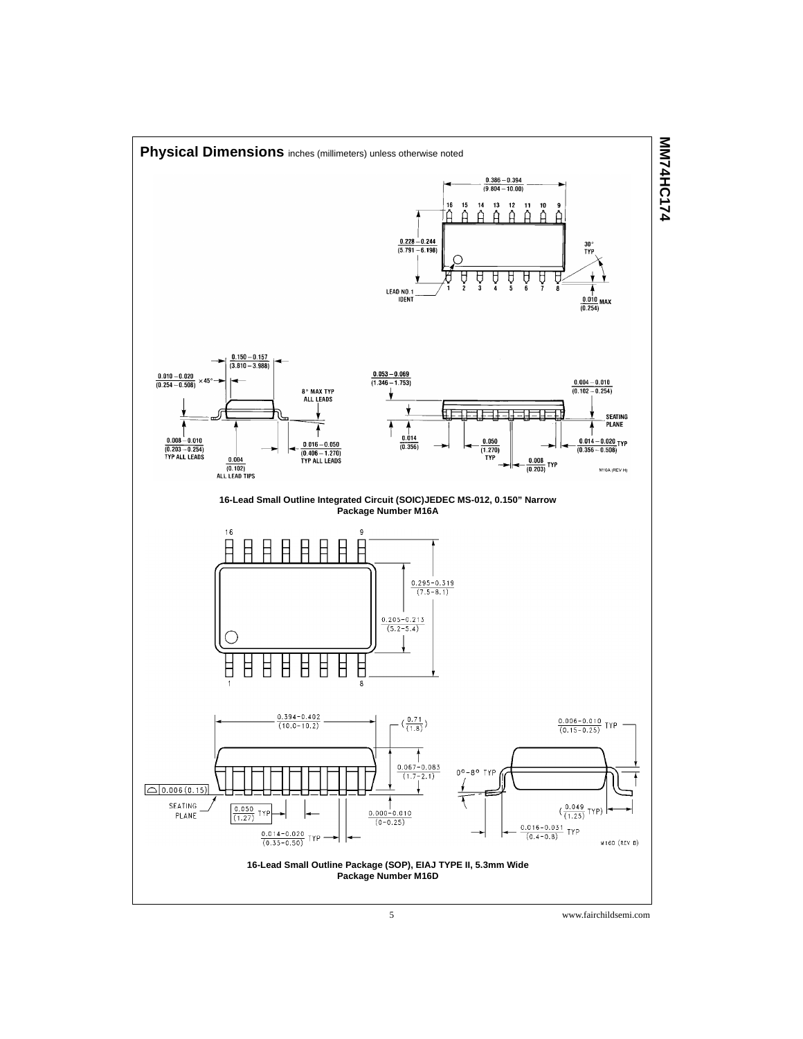## Physical Dimensions inches (millimeters) unless otherwise noted

**16-Lead Small Outline Integrated Circuit (SOIC)JEDEC MS-012, 0.150" Narrow Package Number M16A**

**16-Lead Small Outline Package (SOP), EIAJ TYPE II, 5.3mm Wide Package Number M16D**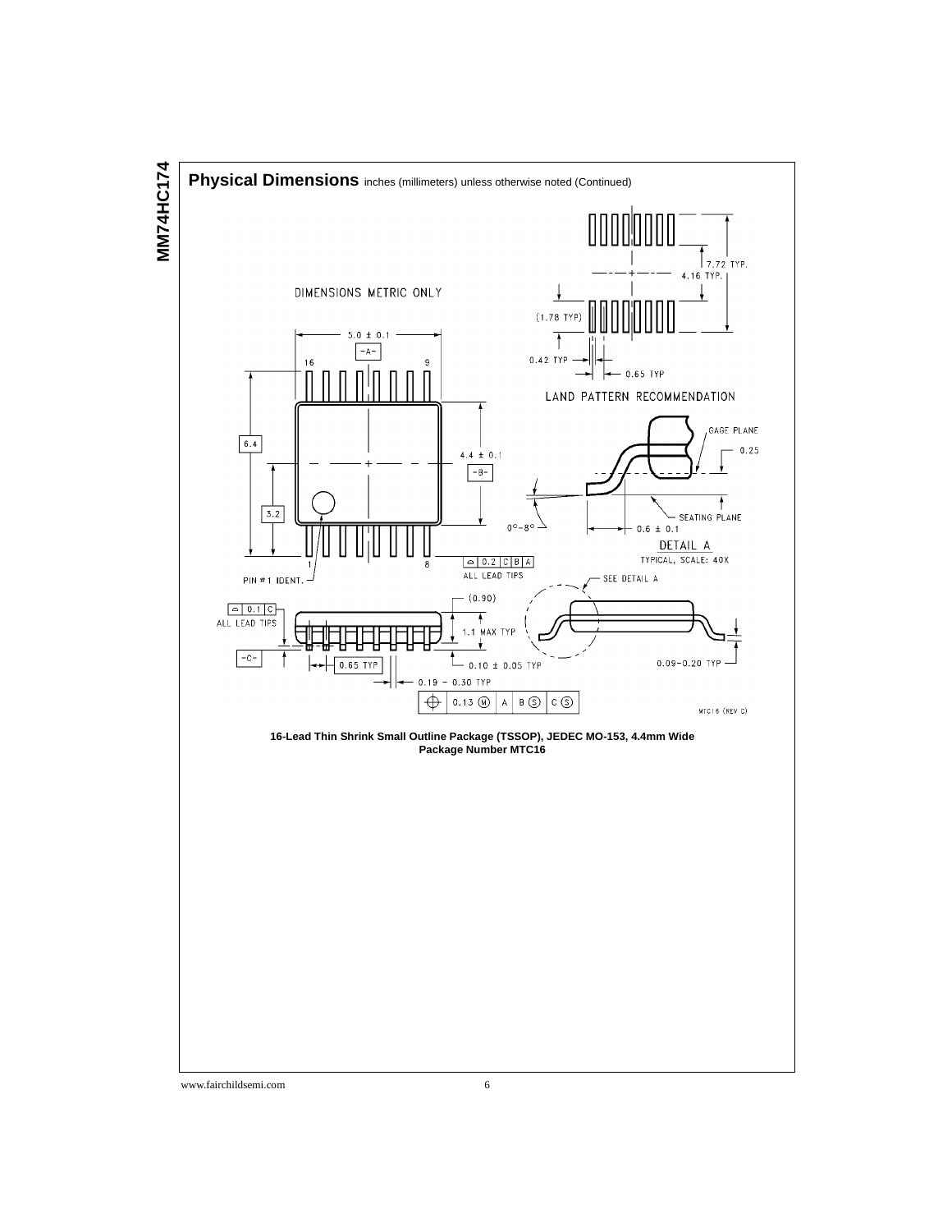## Physical Dimensions inches (millimeters) unless otherwise noted (Continued)

DIMENSIONS METRIC ONLY

5.0 ± 0.1

-A-

16 9

6.4

4.4 ± 0.1

-B-

3.2

1 8

PIN #1 IDENT.

0.2 C B A
ALL LEAD TIPS

7.72 TYP.

4.16 TYP.

(1.78 TYP)

0.42 TYP

0.65 TYP

LAND PATTERN RECOMMENDATION

GAGE PLANE

0.25

SEATING PLANE

0°–8°

0.6 ± 0.1

DETAIL A
TYPICAL, SCALE: 40X

SEE DETAIL A

0.1 C
ALL LEAD TIPS

(0.90)

1.1 MAX TYP

-C-

0.65 TYP

0.10 ± 0.05 TYP

0.19 – 0.30 TYP

0.13 Ⓜ A B Ⓢ C Ⓢ

0.09–0.20 TYP

MTC16 (REV C)

**16-Lead Thin Shrink Small Outline Package (TSSOP), JEDEC MO-153, 4.4mm Wide**
**Package Number MTC16**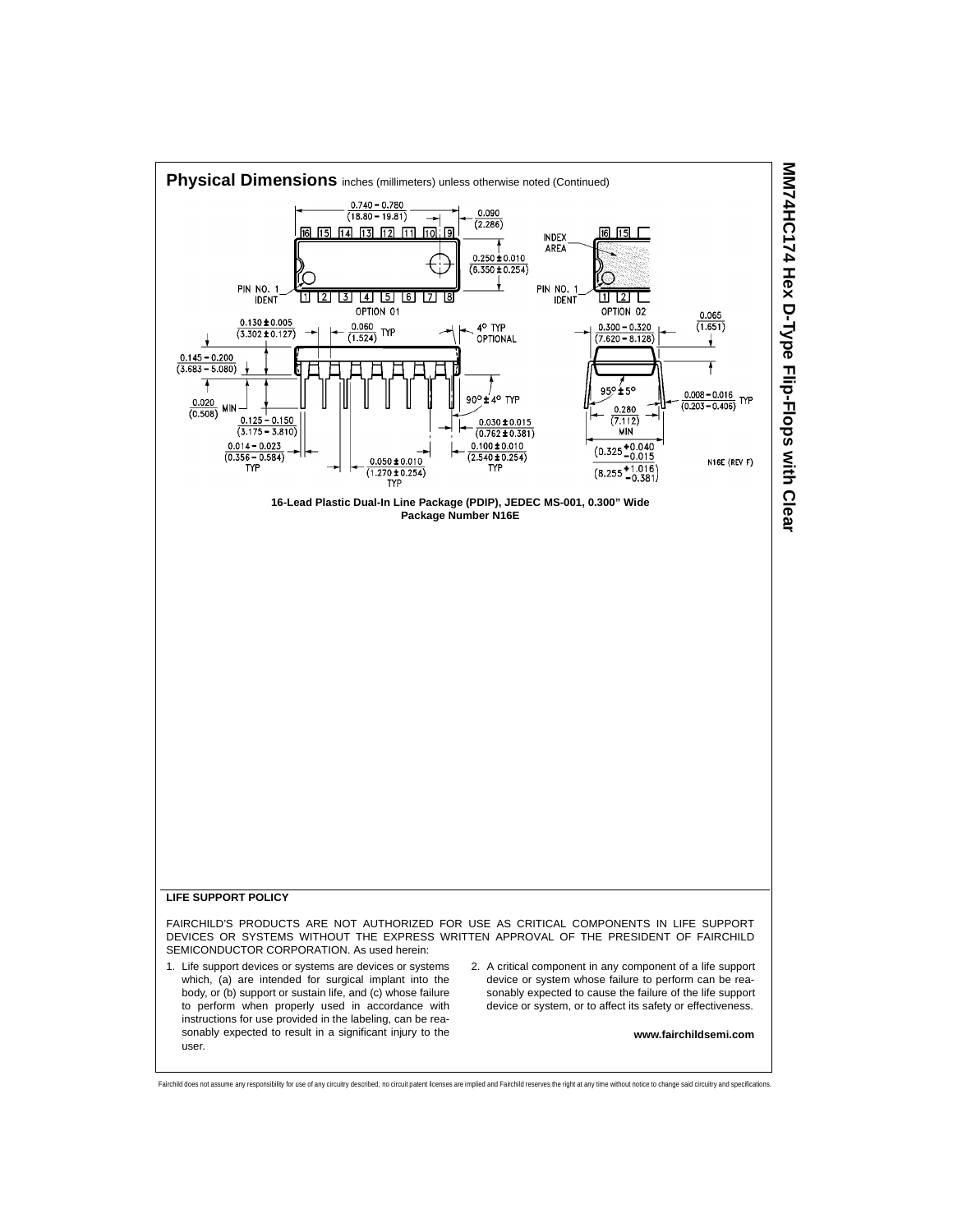## Physical Dimensions inches (millimeters) unless otherwise noted (Continued)

0.740 – 0.780
(18.80 – 19.81)
0.090
(2.286)
INDEX AREA
0.250 ± 0.010
(6.350 ± 0.254)
PIN NO. 1 IDENT
OPTION 01
PIN NO. 1 IDENT
OPTION 02
0.065
(1.651)
0.130 ± 0.005
(3.302 ± 0.127)
0.060
(1.524) TYP
4° TYP OPTIONAL
0.300 – 0.320
(7.620 – 8.128)
0.145 – 0.200
(3.683 – 5.080)
95° ± 5°
0.008 – 0.016
(0.203 – 0.406) TYP
0.020
(0.508) MIN
90° ± 4° TYP
0.280
(7.112)
MIN
0.125 – 0.150
(3.175 – 3.810)
0.030 ± 0.015
(0.762 ± 0.381)
0.014 – 0.023
(0.356 – 0.584)
TYP
0.100 ± 0.010
(2.540 ± 0.254)
TYP
$(0.325 {}^{+0.040}_{-0.015})$
0.050 ± 0.010
(1.270 ± 0.254)
TYP
$(8.255 {}^{+1.016}_{-0.381})$
N16E (REV F)

**16-Lead Plastic Dual-In Line Package (PDIP), JEDEC MS-001, 0.300" Wide**
**Package Number N16E**

### LIFE SUPPORT POLICY

FAIRCHILD'S PRODUCTS ARE NOT AUTHORIZED FOR USE AS CRITICAL COMPONENTS IN LIFE SUPPORT DEVICES OR SYSTEMS WITHOUT THE EXPRESS WRITTEN APPROVAL OF THE PRESIDENT OF FAIRCHILD SEMICONDUCTOR CORPORATION. As used herein:

1. Life support devices or systems are devices or systems which, (a) are intended for surgical implant into the body, or (b) support or sustain life, and (c) whose failure to perform when properly used in accordance with instructions for use provided in the labeling, can be reasonably expected to result in a significant injury to the user.
2. A critical component in any component of a life support device or system whose failure to perform can be reasonably expected to cause the failure of the life support device or system, or to affect its safety or effectiveness.

**www.fairchildsemi.com**

Fairchild does not assume any responsibility for use of any circuitry described, no circuit patent licenses are implied and Fairchild reserves the right at any time without notice to change said circuitry and specifications.